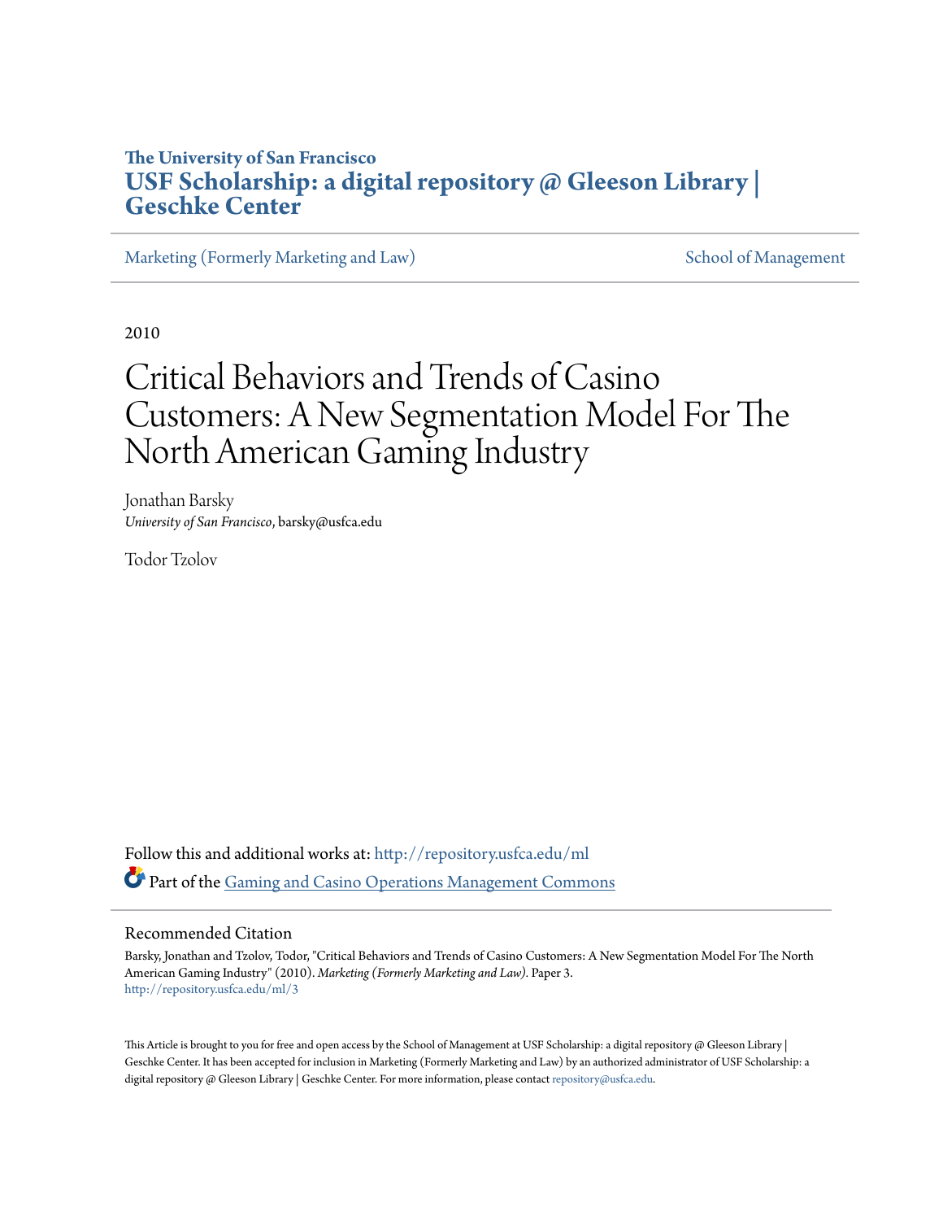The University of San Francisco
**USF Scholarship: a digital repository @ Gleeson Library | Geschke Center**

Marketing (Formerly Marketing and Law) | School of Management

2010

# Critical Behaviors and Trends of Casino Customers: A New Segmentation Model For The North American Gaming Industry

Jonathan Barsky
*University of San Francisco*, barsky@usfca.edu

Todor Tzolov

Follow this and additional works at: http://repository.usfca.edu/ml

Part of the Gaming and Casino Operations Management Commons

## Recommended Citation

Barsky, Jonathan and Tzolov, Todor, "Critical Behaviors and Trends of Casino Customers: A New Segmentation Model For The North American Gaming Industry" (2010). *Marketing (Formerly Marketing and Law)*. Paper 3.
http://repository.usfca.edu/ml/3

This Article is brought to you for free and open access by the School of Management at USF Scholarship: a digital repository @ Gleeson Library | Geschke Center. It has been accepted for inclusion in Marketing (Formerly Marketing and Law) by an authorized administrator of USF Scholarship: a digital repository @ Gleeson Library | Geschke Center. For more information, please contact repository@usfca.edu.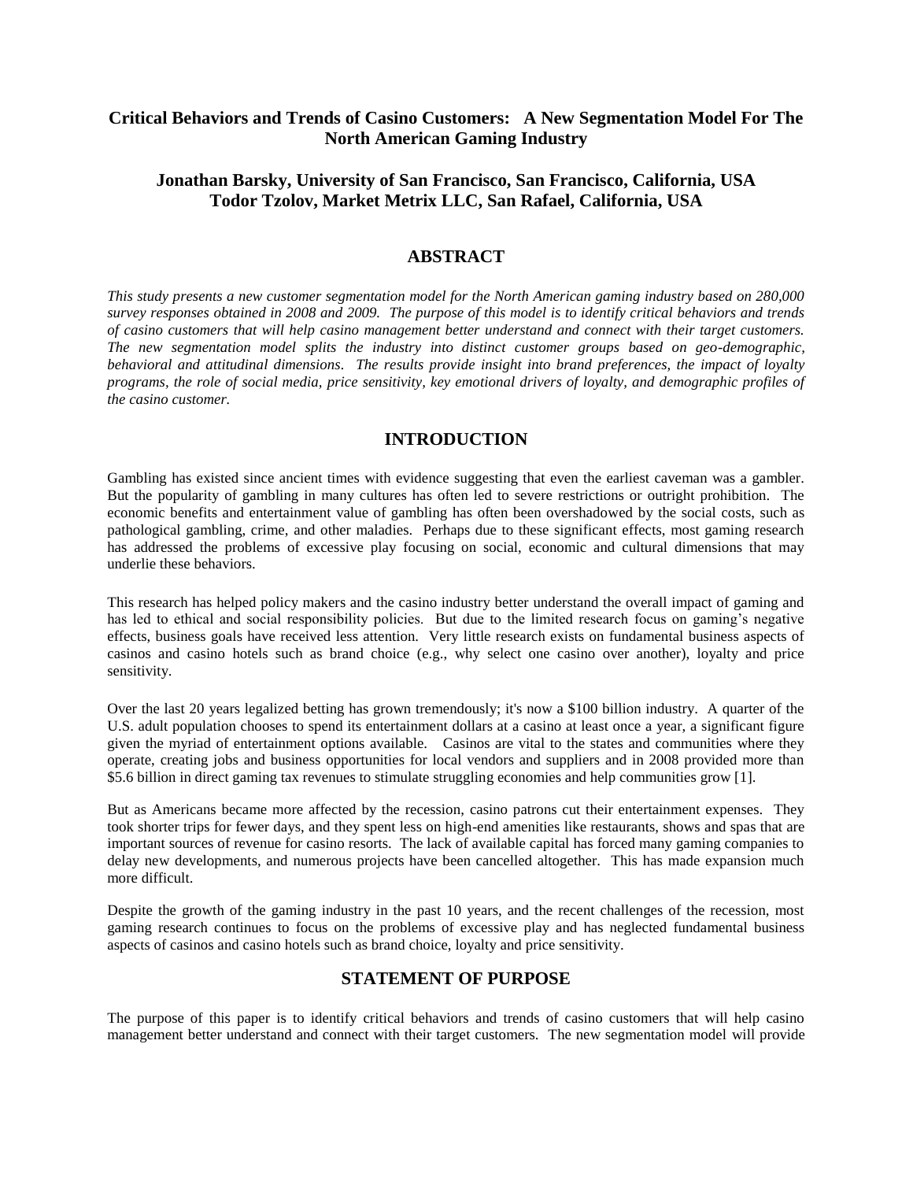# Critical Behaviors and Trends of Casino Customers: A New Segmentation Model For The North American Gaming Industry

## Jonathan Barsky, University of San Francisco, San Francisco, California, USA
## Todor Tzolov, Market Metrix LLC, San Rafael, California, USA

## ABSTRACT

*This study presents a new customer segmentation model for the North American gaming industry based on 280,000 survey responses obtained in 2008 and 2009. The purpose of this model is to identify critical behaviors and trends of casino customers that will help casino management better understand and connect with their target customers. The new segmentation model splits the industry into distinct customer groups based on geo-demographic, behavioral and attitudinal dimensions. The results provide insight into brand preferences, the impact of loyalty programs, the role of social media, price sensitivity, key emotional drivers of loyalty, and demographic profiles of the casino customer.*

## INTRODUCTION

Gambling has existed since ancient times with evidence suggesting that even the earliest caveman was a gambler. But the popularity of gambling in many cultures has often led to severe restrictions or outright prohibition. The economic benefits and entertainment value of gambling has often been overshadowed by the social costs, such as pathological gambling, crime, and other maladies. Perhaps due to these significant effects, most gaming research has addressed the problems of excessive play focusing on social, economic and cultural dimensions that may underlie these behaviors.

This research has helped policy makers and the casino industry better understand the overall impact of gaming and has led to ethical and social responsibility policies. But due to the limited research focus on gaming's negative effects, business goals have received less attention. Very little research exists on fundamental business aspects of casinos and casino hotels such as brand choice (e.g., why select one casino over another), loyalty and price sensitivity.

Over the last 20 years legalized betting has grown tremendously; it's now a $100 billion industry. A quarter of the U.S. adult population chooses to spend its entertainment dollars at a casino at least once a year, a significant figure given the myriad of entertainment options available. Casinos are vital to the states and communities where they operate, creating jobs and business opportunities for local vendors and suppliers and in 2008 provided more than $5.6 billion in direct gaming tax revenues to stimulate struggling economies and help communities grow [1].

But as Americans became more affected by the recession, casino patrons cut their entertainment expenses. They took shorter trips for fewer days, and they spent less on high-end amenities like restaurants, shows and spas that are important sources of revenue for casino resorts. The lack of available capital has forced many gaming companies to delay new developments, and numerous projects have been cancelled altogether. This has made expansion much more difficult.

Despite the growth of the gaming industry in the past 10 years, and the recent challenges of the recession, most gaming research continues to focus on the problems of excessive play and has neglected fundamental business aspects of casinos and casino hotels such as brand choice, loyalty and price sensitivity.

## STATEMENT OF PURPOSE

The purpose of this paper is to identify critical behaviors and trends of casino customers that will help casino management better understand and connect with their target customers. The new segmentation model will provide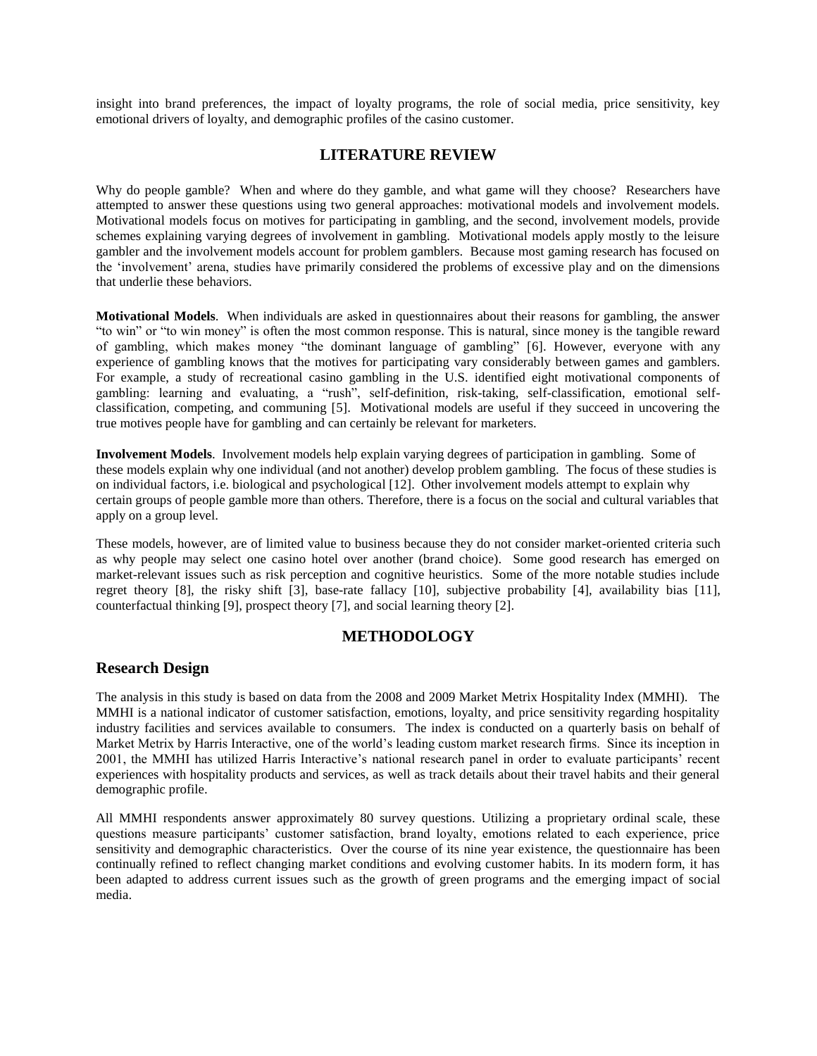insight into brand preferences, the impact of loyalty programs, the role of social media, price sensitivity, key emotional drivers of loyalty, and demographic profiles of the casino customer.

## LITERATURE REVIEW

Why do people gamble? When and where do they gamble, and what game will they choose? Researchers have attempted to answer these questions using two general approaches: motivational models and involvement models. Motivational models focus on motives for participating in gambling, and the second, involvement models, provide schemes explaining varying degrees of involvement in gambling. Motivational models apply mostly to the leisure gambler and the involvement models account for problem gamblers. Because most gaming research has focused on the 'involvement' arena, studies have primarily considered the problems of excessive play and on the dimensions that underlie these behaviors.

**Motivational Models**. When individuals are asked in questionnaires about their reasons for gambling, the answer "to win" or "to win money" is often the most common response. This is natural, since money is the tangible reward of gambling, which makes money "the dominant language of gambling" [6]. However, everyone with any experience of gambling knows that the motives for participating vary considerably between games and gamblers. For example, a study of recreational casino gambling in the U.S. identified eight motivational components of gambling: learning and evaluating, a "rush", self-definition, risk-taking, self-classification, emotional self-classification, competing, and communing [5]. Motivational models are useful if they succeed in uncovering the true motives people have for gambling and can certainly be relevant for marketers.

**Involvement Models**. Involvement models help explain varying degrees of participation in gambling. Some of these models explain why one individual (and not another) develop problem gambling. The focus of these studies is on individual factors, i.e. biological and psychological [12]. Other involvement models attempt to explain why certain groups of people gamble more than others. Therefore, there is a focus on the social and cultural variables that apply on a group level.

These models, however, are of limited value to business because they do not consider market-oriented criteria such as why people may select one casino hotel over another (brand choice). Some good research has emerged on market-relevant issues such as risk perception and cognitive heuristics. Some of the more notable studies include regret theory [8], the risky shift [3], base-rate fallacy [10], subjective probability [4], availability bias [11], counterfactual thinking [9], prospect theory [7], and social learning theory [2].

## METHODOLOGY

### Research Design

The analysis in this study is based on data from the 2008 and 2009 Market Metrix Hospitality Index (MMHI). The MMHI is a national indicator of customer satisfaction, emotions, loyalty, and price sensitivity regarding hospitality industry facilities and services available to consumers. The index is conducted on a quarterly basis on behalf of Market Metrix by Harris Interactive, one of the world's leading custom market research firms. Since its inception in 2001, the MMHI has utilized Harris Interactive's national research panel in order to evaluate participants' recent experiences with hospitality products and services, as well as track details about their travel habits and their general demographic profile.

All MMHI respondents answer approximately 80 survey questions. Utilizing a proprietary ordinal scale, these questions measure participants' customer satisfaction, brand loyalty, emotions related to each experience, price sensitivity and demographic characteristics. Over the course of its nine year existence, the questionnaire has been continually refined to reflect changing market conditions and evolving customer habits. In its modern form, it has been adapted to address current issues such as the growth of green programs and the emerging impact of social media.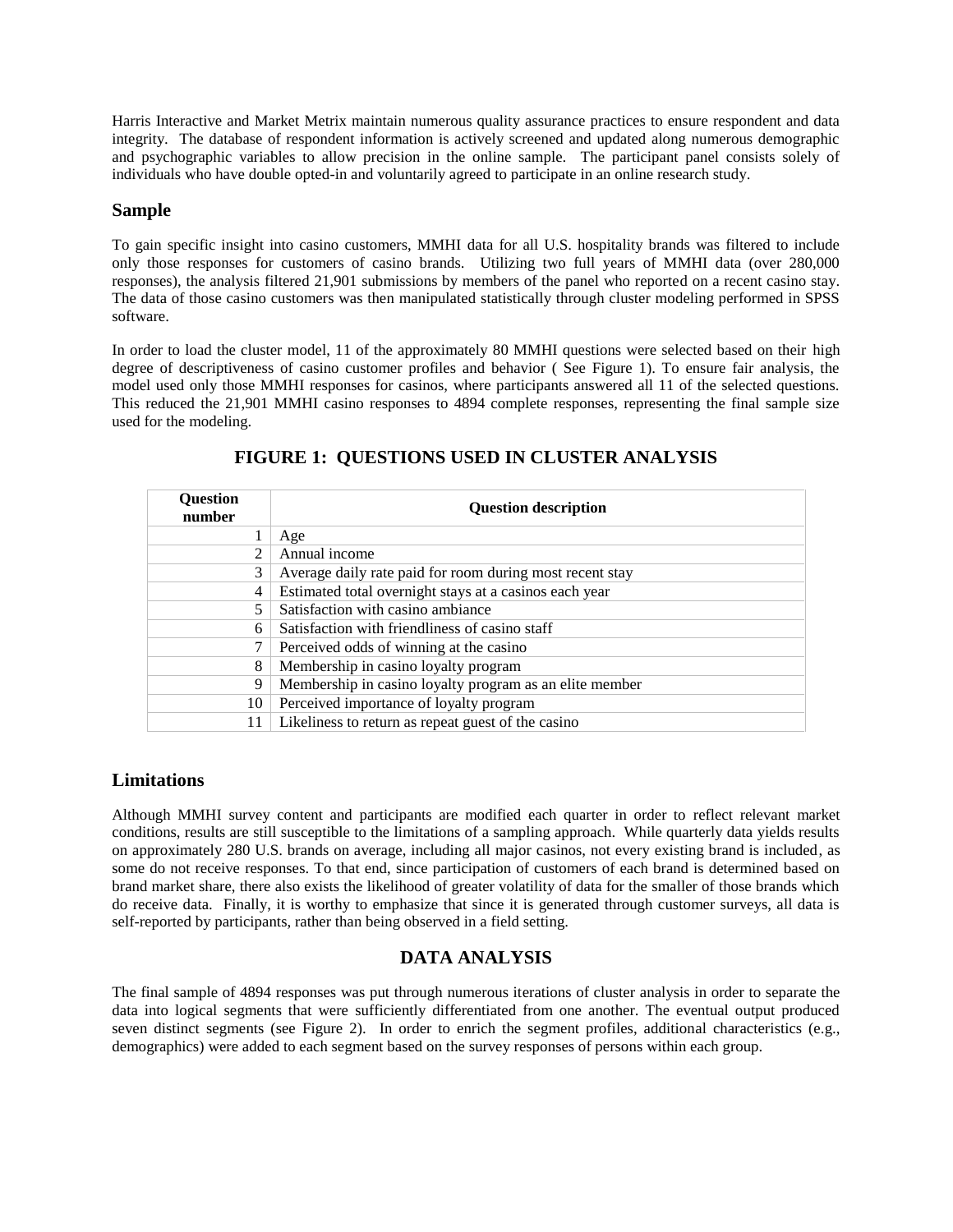Harris Interactive and Market Metrix maintain numerous quality assurance practices to ensure respondent and data integrity. The database of respondent information is actively screened and updated along numerous demographic and psychographic variables to allow precision in the online sample. The participant panel consists solely of individuals who have double opted-in and voluntarily agreed to participate in an online research study.

## Sample

To gain specific insight into casino customers, MMHI data for all U.S. hospitality brands was filtered to include only those responses for customers of casino brands. Utilizing two full years of MMHI data (over 280,000 responses), the analysis filtered 21,901 submissions by members of the panel who reported on a recent casino stay. The data of those casino customers was then manipulated statistically through cluster modeling performed in SPSS software.

In order to load the cluster model, 11 of the approximately 80 MMHI questions were selected based on their high degree of descriptiveness of casino customer profiles and behavior ( See Figure 1). To ensure fair analysis, the model used only those MMHI responses for casinos, where participants answered all 11 of the selected questions. This reduced the 21,901 MMHI casino responses to 4894 complete responses, representing the final sample size used for the modeling.

**FIGURE 1: QUESTIONS USED IN CLUSTER ANALYSIS**

| Question number | Question description |
|---|---|
| 1 | Age |
| 2 | Annual income |
| 3 | Average daily rate paid for room during most recent stay |
| 4 | Estimated total overnight stays at a casinos each year |
| 5 | Satisfaction with casino ambiance |
| 6 | Satisfaction with friendliness of casino staff |
| 7 | Perceived odds of winning at the casino |
| 8 | Membership in casino loyalty program |
| 9 | Membership in casino loyalty program as an elite member |
| 10 | Perceived importance of loyalty program |
| 11 | Likeliness to return as repeat guest of the casino |

## Limitations

Although MMHI survey content and participants are modified each quarter in order to reflect relevant market conditions, results are still susceptible to the limitations of a sampling approach. While quarterly data yields results on approximately 280 U.S. brands on average, including all major casinos, not every existing brand is included, as some do not receive responses. To that end, since participation of customers of each brand is determined based on brand market share, there also exists the likelihood of greater volatility of data for the smaller of those brands which do receive data. Finally, it is worthy to emphasize that since it is generated through customer surveys, all data is self-reported by participants, rather than being observed in a field setting.

## DATA ANALYSIS

The final sample of 4894 responses was put through numerous iterations of cluster analysis in order to separate the data into logical segments that were sufficiently differentiated from one another. The eventual output produced seven distinct segments (see Figure 2). In order to enrich the segment profiles, additional characteristics (e.g., demographics) were added to each segment based on the survey responses of persons within each group.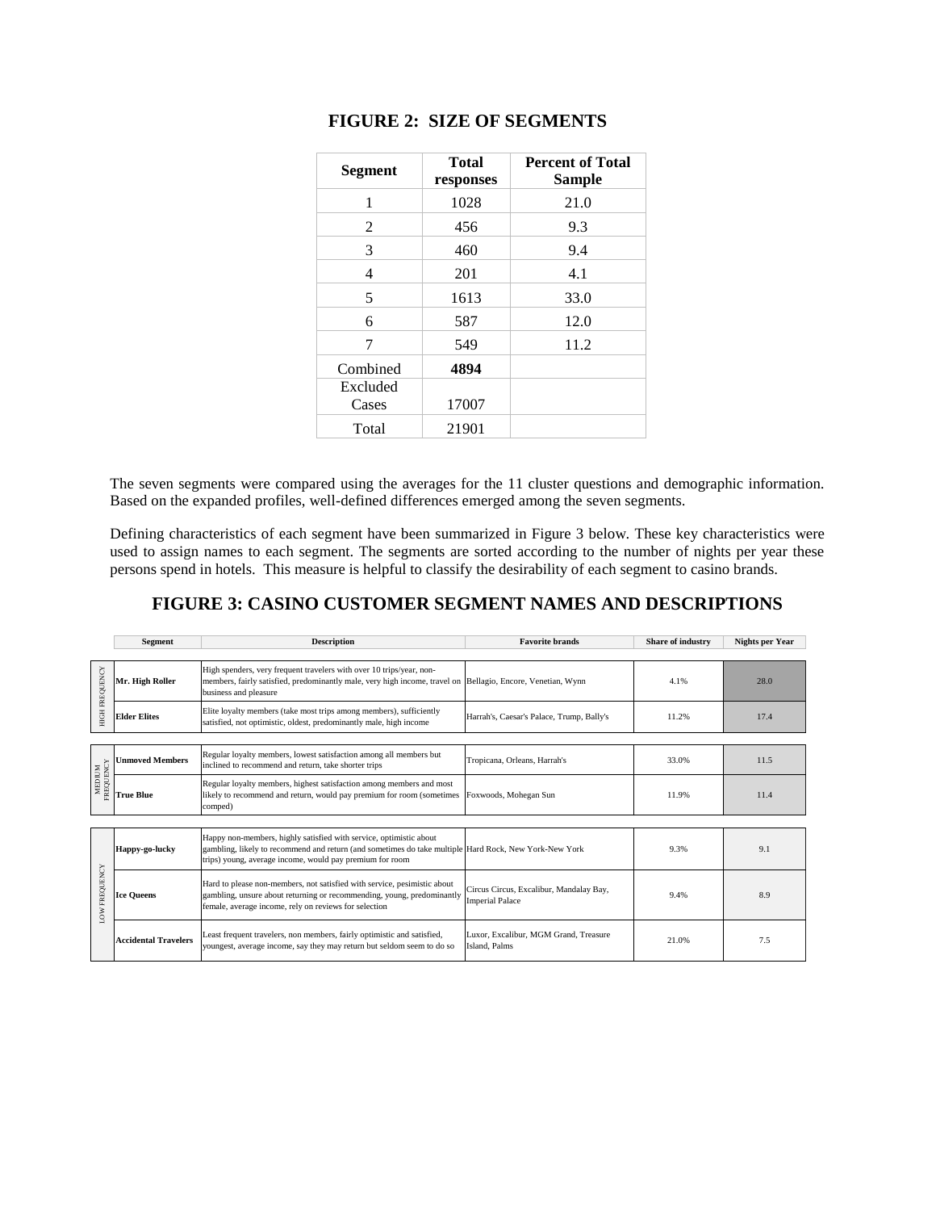## FIGURE 2: SIZE OF SEGMENTS

| Segment | Total responses | Percent of Total Sample |
|---|---|---|
| 1 | 1028 | 21.0 |
| 2 | 456 | 9.3 |
| 3 | 460 | 9.4 |
| 4 | 201 | 4.1 |
| 5 | 1613 | 33.0 |
| 6 | 587 | 12.0 |
| 7 | 549 | 11.2 |
| Combined | **4894** | |
| Excluded Cases | 17007 | |
| Total | 21901 | |

The seven segments were compared using the averages for the 11 cluster questions and demographic information. Based on the expanded profiles, well-defined differences emerged among the seven segments.

Defining characteristics of each segment have been summarized in Figure 3 below. These key characteristics were used to assign names to each segment. The segments are sorted according to the number of nights per year these persons spend in hotels. This measure is helpful to classify the desirability of each segment to casino brands.

## FIGURE 3: CASINO CUSTOMER SEGMENT NAMES AND DESCRIPTIONS

| | Segment | Description | Favorite brands | Share of industry | Nights per Year |
|---|---|---|---|---|---|
| HIGH FREQUENCY | Mr. High Roller | High spenders, very frequent travelers with over 10 trips/year, non-members, fairly satisfied, predominantly male, very high income, travel on business and pleasure | Bellagio, Encore, Venetian, Wynn | 4.1% | 28.0 |
| HIGH FREQUENCY | Elder Elites | Elite loyalty members (take most trips among members), sufficiently satisfied, not optimistic, oldest, predominantly male, high income | Harrah's, Caesar's Palace, Trump, Bally's | 11.2% | 17.4 |
| MEDIUM FREQUENCY | Unmoved Members | Regular loyalty members, lowest satisfaction among all members but inclined to recommend and return, take shorter trips | Tropicana, Orleans, Harrah's | 33.0% | 11.5 |
| MEDIUM FREQUENCY | True Blue | Regular loyalty members, highest satisfaction among members and most likely to recommend and return, would pay premium for room (sometimes comped) | Foxwoods, Mohegan Sun | 11.9% | 11.4 |
| LOW FREQUENCY | Happy-go-lucky | Happy non-members, highly satisfied with service, optimistic about gambling, likely to recommend and return (and sometimes do take multiple trips) young, average income, would pay premium for room | Hard Rock, New York-New York | 9.3% | 9.1 |
| LOW FREQUENCY | Ice Queens | Hard to please non-members, not satisfied with service, pesimistic about gambling, unsure about returning or recommending, young, predominantly female, average income, rely on reviews for selection | Circus Circus, Excalibur, Mandalay Bay, Imperial Palace | 9.4% | 8.9 |
| LOW FREQUENCY | Accidental Travelers | Least frequent travelers, non members, fairly optimistic and satisfied, youngest, average income, say they may return but seldom seem to do so | Luxor, Excalibur, MGM Grand, Treasure Island, Palms | 21.0% | 7.5 |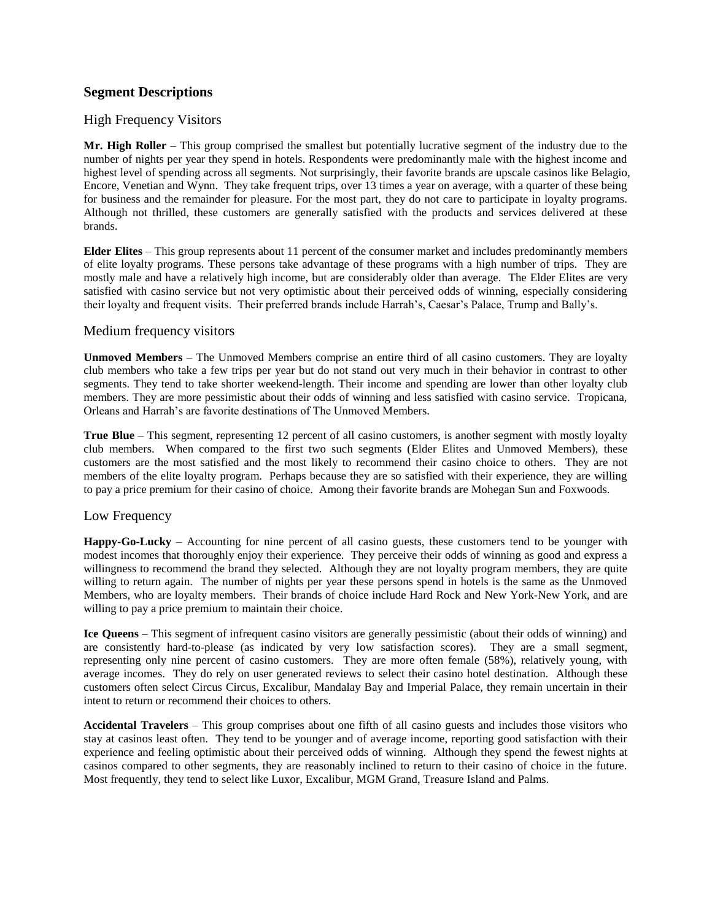## Segment Descriptions

### High Frequency Visitors

**Mr. High Roller** – This group comprised the smallest but potentially lucrative segment of the industry due to the number of nights per year they spend in hotels. Respondents were predominantly male with the highest income and highest level of spending across all segments. Not surprisingly, their favorite brands are upscale casinos like Belagio, Encore, Venetian and Wynn. They take frequent trips, over 13 times a year on average, with a quarter of these being for business and the remainder for pleasure. For the most part, they do not care to participate in loyalty programs. Although not thrilled, these customers are generally satisfied with the products and services delivered at these brands.

**Elder Elites** – This group represents about 11 percent of the consumer market and includes predominantly members of elite loyalty programs. These persons take advantage of these programs with a high number of trips. They are mostly male and have a relatively high income, but are considerably older than average. The Elder Elites are very satisfied with casino service but not very optimistic about their perceived odds of winning, especially considering their loyalty and frequent visits. Their preferred brands include Harrah's, Caesar's Palace, Trump and Bally's.

### Medium frequency visitors

**Unmoved Members** – The Unmoved Members comprise an entire third of all casino customers. They are loyalty club members who take a few trips per year but do not stand out very much in their behavior in contrast to other segments. They tend to take shorter weekend-length. Their income and spending are lower than other loyalty club members. They are more pessimistic about their odds of winning and less satisfied with casino service. Tropicana, Orleans and Harrah's are favorite destinations of The Unmoved Members.

**True Blue** – This segment, representing 12 percent of all casino customers, is another segment with mostly loyalty club members. When compared to the first two such segments (Elder Elites and Unmoved Members), these customers are the most satisfied and the most likely to recommend their casino choice to others. They are not members of the elite loyalty program. Perhaps because they are so satisfied with their experience, they are willing to pay a price premium for their casino of choice. Among their favorite brands are Mohegan Sun and Foxwoods.

### Low Frequency

**Happy-Go-Lucky** – Accounting for nine percent of all casino guests, these customers tend to be younger with modest incomes that thoroughly enjoy their experience. They perceive their odds of winning as good and express a willingness to recommend the brand they selected. Although they are not loyalty program members, they are quite willing to return again. The number of nights per year these persons spend in hotels is the same as the Unmoved Members, who are loyalty members. Their brands of choice include Hard Rock and New York-New York, and are willing to pay a price premium to maintain their choice.

**Ice Queens** – This segment of infrequent casino visitors are generally pessimistic (about their odds of winning) and are consistently hard-to-please (as indicated by very low satisfaction scores). They are a small segment, representing only nine percent of casino customers. They are more often female (58%), relatively young, with average incomes. They do rely on user generated reviews to select their casino hotel destination. Although these customers often select Circus Circus, Excalibur, Mandalay Bay and Imperial Palace, they remain uncertain in their intent to return or recommend their choices to others.

**Accidental Travelers** – This group comprises about one fifth of all casino guests and includes those visitors who stay at casinos least often. They tend to be younger and of average income, reporting good satisfaction with their experience and feeling optimistic about their perceived odds of winning. Although they spend the fewest nights at casinos compared to other segments, they are reasonably inclined to return to their casino of choice in the future. Most frequently, they tend to select like Luxor, Excalibur, MGM Grand, Treasure Island and Palms.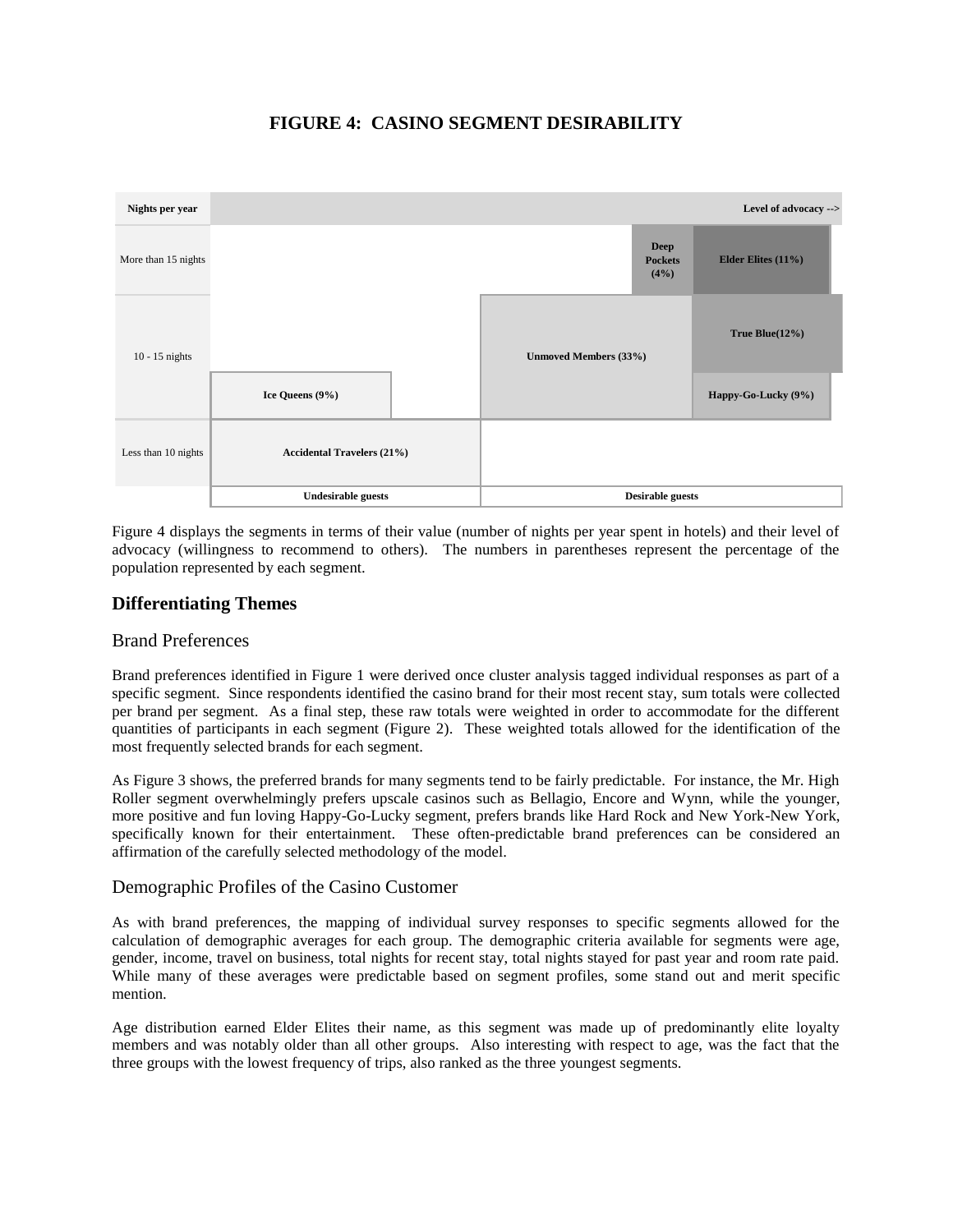## FIGURE 4: CASINO SEGMENT DESIRABILITY

| Nights per year | | | | Level of advocacy --> |
|---|---|---|---|---|
| More than 15 nights | | | Deep Pockets (4%) | Elder Elites (11%) |
| 10 - 15 nights | | Unmoved Members (33%) | | True Blue(12%) |
| | Ice Queens (9%) | | | Happy-Go-Lucky (9%) |
| Less than 10 nights | Accidental Travelers (21%) | | | |
| | Undesirable guests | Desirable guests | | |

Figure 4 displays the segments in terms of their value (number of nights per year spent in hotels) and their level of advocacy (willingness to recommend to others). The numbers in parentheses represent the percentage of the population represented by each segment.

## Differentiating Themes

### Brand Preferences

Brand preferences identified in Figure 1 were derived once cluster analysis tagged individual responses as part of a specific segment. Since respondents identified the casino brand for their most recent stay, sum totals were collected per brand per segment. As a final step, these raw totals were weighted in order to accommodate for the different quantities of participants in each segment (Figure 2). These weighted totals allowed for the identification of the most frequently selected brands for each segment.

As Figure 3 shows, the preferred brands for many segments tend to be fairly predictable. For instance, the Mr. High Roller segment overwhelmingly prefers upscale casinos such as Bellagio, Encore and Wynn, while the younger, more positive and fun loving Happy-Go-Lucky segment, prefers brands like Hard Rock and New York-New York, specifically known for their entertainment. These often-predictable brand preferences can be considered an affirmation of the carefully selected methodology of the model.

### Demographic Profiles of the Casino Customer

As with brand preferences, the mapping of individual survey responses to specific segments allowed for the calculation of demographic averages for each group. The demographic criteria available for segments were age, gender, income, travel on business, total nights for recent stay, total nights stayed for past year and room rate paid. While many of these averages were predictable based on segment profiles, some stand out and merit specific mention.

Age distribution earned Elder Elites their name, as this segment was made up of predominantly elite loyalty members and was notably older than all other groups. Also interesting with respect to age, was the fact that the three groups with the lowest frequency of trips, also ranked as the three youngest segments.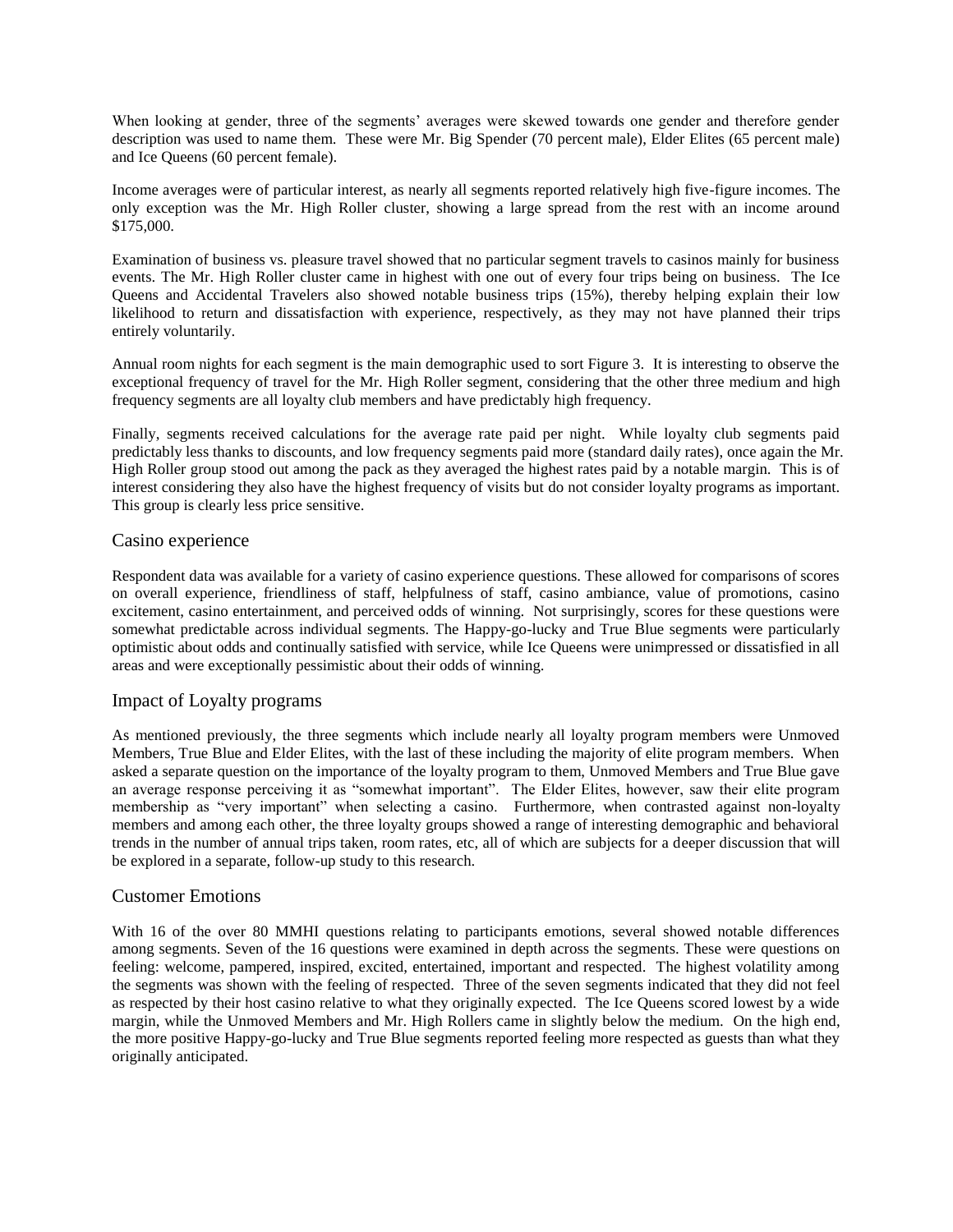When looking at gender, three of the segments' averages were skewed towards one gender and therefore gender description was used to name them. These were Mr. Big Spender (70 percent male), Elder Elites (65 percent male) and Ice Queens (60 percent female).

Income averages were of particular interest, as nearly all segments reported relatively high five-figure incomes. The only exception was the Mr. High Roller cluster, showing a large spread from the rest with an income around $175,000.

Examination of business vs. pleasure travel showed that no particular segment travels to casinos mainly for business events. The Mr. High Roller cluster came in highest with one out of every four trips being on business. The Ice Queens and Accidental Travelers also showed notable business trips (15%), thereby helping explain their low likelihood to return and dissatisfaction with experience, respectively, as they may not have planned their trips entirely voluntarily.

Annual room nights for each segment is the main demographic used to sort Figure 3. It is interesting to observe the exceptional frequency of travel for the Mr. High Roller segment, considering that the other three medium and high frequency segments are all loyalty club members and have predictably high frequency.

Finally, segments received calculations for the average rate paid per night. While loyalty club segments paid predictably less thanks to discounts, and low frequency segments paid more (standard daily rates), once again the Mr. High Roller group stood out among the pack as they averaged the highest rates paid by a notable margin. This is of interest considering they also have the highest frequency of visits but do not consider loyalty programs as important. This group is clearly less price sensitive.

## Casino experience

Respondent data was available for a variety of casino experience questions. These allowed for comparisons of scores on overall experience, friendliness of staff, helpfulness of staff, casino ambiance, value of promotions, casino excitement, casino entertainment, and perceived odds of winning. Not surprisingly, scores for these questions were somewhat predictable across individual segments. The Happy-go-lucky and True Blue segments were particularly optimistic about odds and continually satisfied with service, while Ice Queens were unimpressed or dissatisfied in all areas and were exceptionally pessimistic about their odds of winning.

## Impact of Loyalty programs

As mentioned previously, the three segments which include nearly all loyalty program members were Unmoved Members, True Blue and Elder Elites, with the last of these including the majority of elite program members. When asked a separate question on the importance of the loyalty program to them, Unmoved Members and True Blue gave an average response perceiving it as "somewhat important". The Elder Elites, however, saw their elite program membership as "very important" when selecting a casino. Furthermore, when contrasted against non-loyalty members and among each other, the three loyalty groups showed a range of interesting demographic and behavioral trends in the number of annual trips taken, room rates, etc, all of which are subjects for a deeper discussion that will be explored in a separate, follow-up study to this research.

## Customer Emotions

With 16 of the over 80 MMHI questions relating to participants emotions, several showed notable differences among segments. Seven of the 16 questions were examined in depth across the segments. These were questions on feeling: welcome, pampered, inspired, excited, entertained, important and respected. The highest volatility among the segments was shown with the feeling of respected. Three of the seven segments indicated that they did not feel as respected by their host casino relative to what they originally expected. The Ice Queens scored lowest by a wide margin, while the Unmoved Members and Mr. High Rollers came in slightly below the medium. On the high end, the more positive Happy-go-lucky and True Blue segments reported feeling more respected as guests than what they originally anticipated.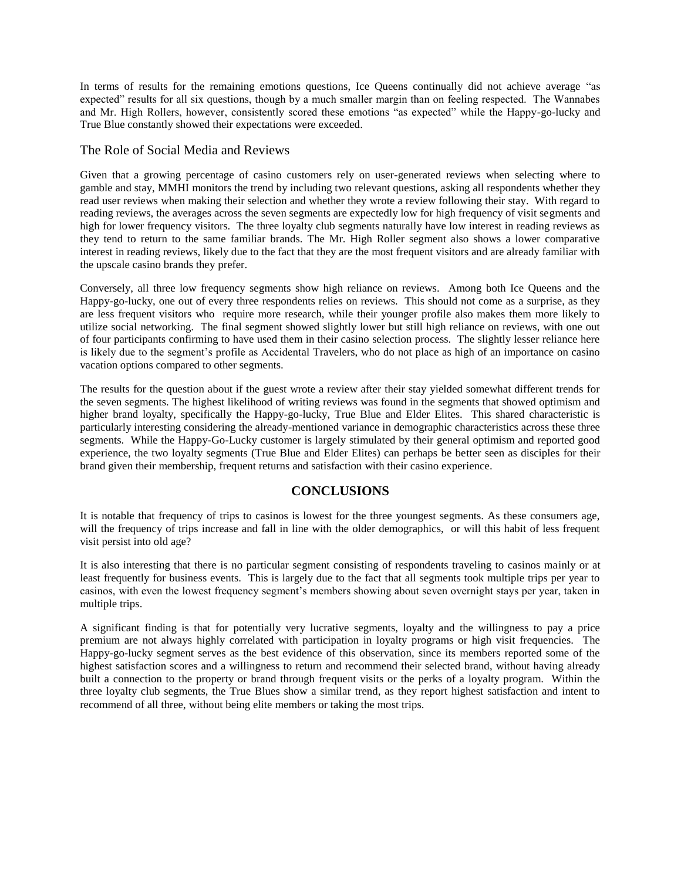In terms of results for the remaining emotions questions, Ice Queens continually did not achieve average "as expected" results for all six questions, though by a much smaller margin than on feeling respected. The Wannabes and Mr. High Rollers, however, consistently scored these emotions "as expected" while the Happy-go-lucky and True Blue constantly showed their expectations were exceeded.

## The Role of Social Media and Reviews

Given that a growing percentage of casino customers rely on user-generated reviews when selecting where to gamble and stay, MMHI monitors the trend by including two relevant questions, asking all respondents whether they read user reviews when making their selection and whether they wrote a review following their stay. With regard to reading reviews, the averages across the seven segments are expectedly low for high frequency of visit segments and high for lower frequency visitors. The three loyalty club segments naturally have low interest in reading reviews as they tend to return to the same familiar brands. The Mr. High Roller segment also shows a lower comparative interest in reading reviews, likely due to the fact that they are the most frequent visitors and are already familiar with the upscale casino brands they prefer.

Conversely, all three low frequency segments show high reliance on reviews. Among both Ice Queens and the Happy-go-lucky, one out of every three respondents relies on reviews. This should not come as a surprise, as they are less frequent visitors who require more research, while their younger profile also makes them more likely to utilize social networking. The final segment showed slightly lower but still high reliance on reviews, with one out of four participants confirming to have used them in their casino selection process. The slightly lesser reliance here is likely due to the segment's profile as Accidental Travelers, who do not place as high of an importance on casino vacation options compared to other segments.

The results for the question about if the guest wrote a review after their stay yielded somewhat different trends for the seven segments. The highest likelihood of writing reviews was found in the segments that showed optimism and higher brand loyalty, specifically the Happy-go-lucky, True Blue and Elder Elites. This shared characteristic is particularly interesting considering the already-mentioned variance in demographic characteristics across these three segments. While the Happy-Go-Lucky customer is largely stimulated by their general optimism and reported good experience, the two loyalty segments (True Blue and Elder Elites) can perhaps be better seen as disciples for their brand given their membership, frequent returns and satisfaction with their casino experience.

## CONCLUSIONS

It is notable that frequency of trips to casinos is lowest for the three youngest segments. As these consumers age, will the frequency of trips increase and fall in line with the older demographics, or will this habit of less frequent visit persist into old age?

It is also interesting that there is no particular segment consisting of respondents traveling to casinos mainly or at least frequently for business events. This is largely due to the fact that all segments took multiple trips per year to casinos, with even the lowest frequency segment's members showing about seven overnight stays per year, taken in multiple trips.

A significant finding is that for potentially very lucrative segments, loyalty and the willingness to pay a price premium are not always highly correlated with participation in loyalty programs or high visit frequencies. The Happy-go-lucky segment serves as the best evidence of this observation, since its members reported some of the highest satisfaction scores and a willingness to return and recommend their selected brand, without having already built a connection to the property or brand through frequent visits or the perks of a loyalty program. Within the three loyalty club segments, the True Blues show a similar trend, as they report highest satisfaction and intent to recommend of all three, without being elite members or taking the most trips.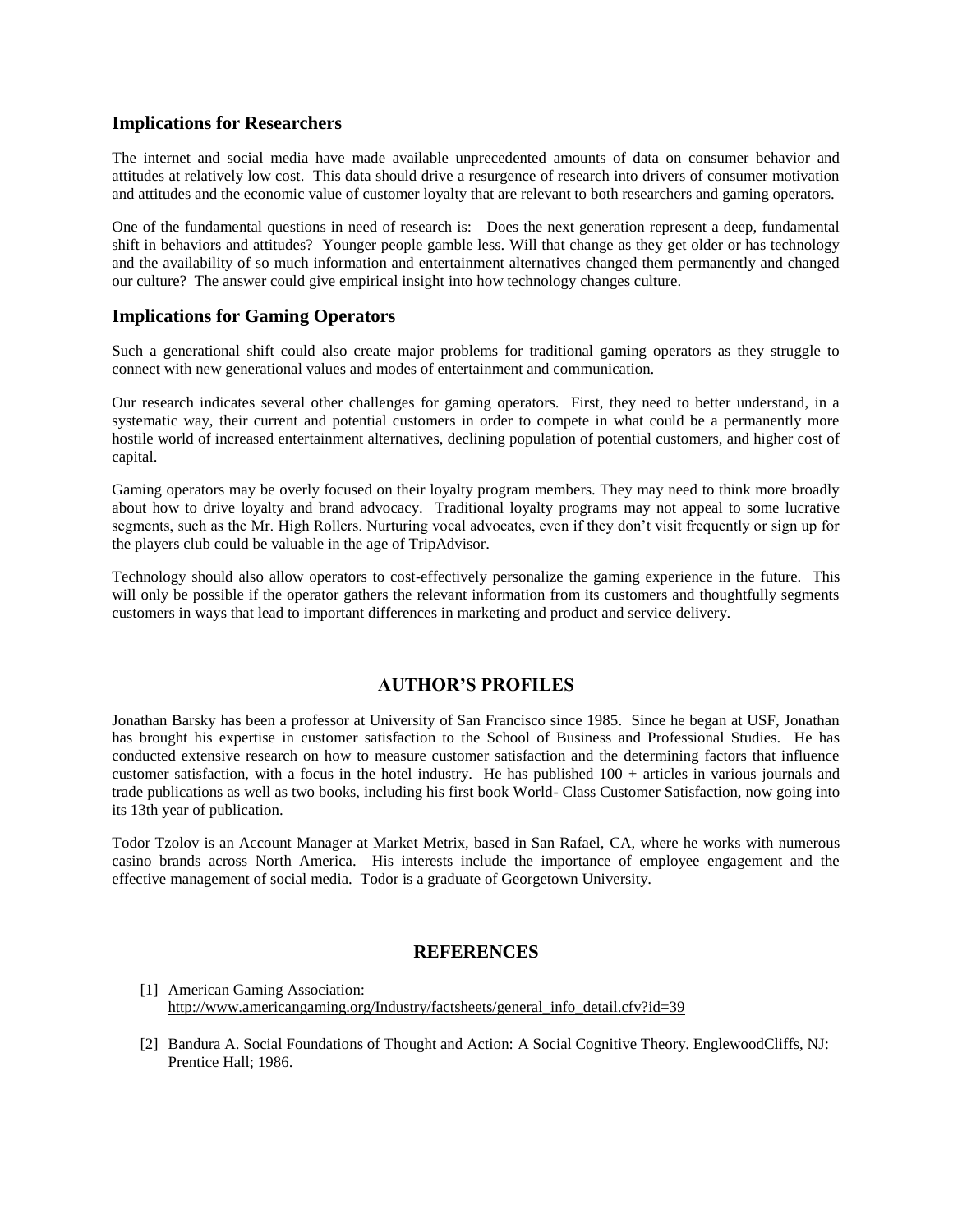## Implications for Researchers

The internet and social media have made available unprecedented amounts of data on consumer behavior and attitudes at relatively low cost. This data should drive a resurgence of research into drivers of consumer motivation and attitudes and the economic value of customer loyalty that are relevant to both researchers and gaming operators.

One of the fundamental questions in need of research is: Does the next generation represent a deep, fundamental shift in behaviors and attitudes? Younger people gamble less. Will that change as they get older or has technology and the availability of so much information and entertainment alternatives changed them permanently and changed our culture? The answer could give empirical insight into how technology changes culture.

## Implications for Gaming Operators

Such a generational shift could also create major problems for traditional gaming operators as they struggle to connect with new generational values and modes of entertainment and communication.

Our research indicates several other challenges for gaming operators. First, they need to better understand, in a systematic way, their current and potential customers in order to compete in what could be a permanently more hostile world of increased entertainment alternatives, declining population of potential customers, and higher cost of capital.

Gaming operators may be overly focused on their loyalty program members. They may need to think more broadly about how to drive loyalty and brand advocacy. Traditional loyalty programs may not appeal to some lucrative segments, such as the Mr. High Rollers. Nurturing vocal advocates, even if they don't visit frequently or sign up for the players club could be valuable in the age of TripAdvisor.

Technology should also allow operators to cost-effectively personalize the gaming experience in the future. This will only be possible if the operator gathers the relevant information from its customers and thoughtfully segments customers in ways that lead to important differences in marketing and product and service delivery.

# AUTHOR'S PROFILES

Jonathan Barsky has been a professor at University of San Francisco since 1985. Since he began at USF, Jonathan has brought his expertise in customer satisfaction to the School of Business and Professional Studies. He has conducted extensive research on how to measure customer satisfaction and the determining factors that influence customer satisfaction, with a focus in the hotel industry. He has published 100 + articles in various journals and trade publications as well as two books, including his first book World- Class Customer Satisfaction, now going into its 13th year of publication.

Todor Tzolov is an Account Manager at Market Metrix, based in San Rafael, CA, where he works with numerous casino brands across North America. His interests include the importance of employee engagement and the effective management of social media. Todor is a graduate of Georgetown University.

# REFERENCES

[1] American Gaming Association: http://www.americangaming.org/Industry/factsheets/general_info_detail.cfv?id=39

[2] Bandura A. Social Foundations of Thought and Action: A Social Cognitive Theory. EnglewoodCliffs, NJ: Prentice Hall; 1986.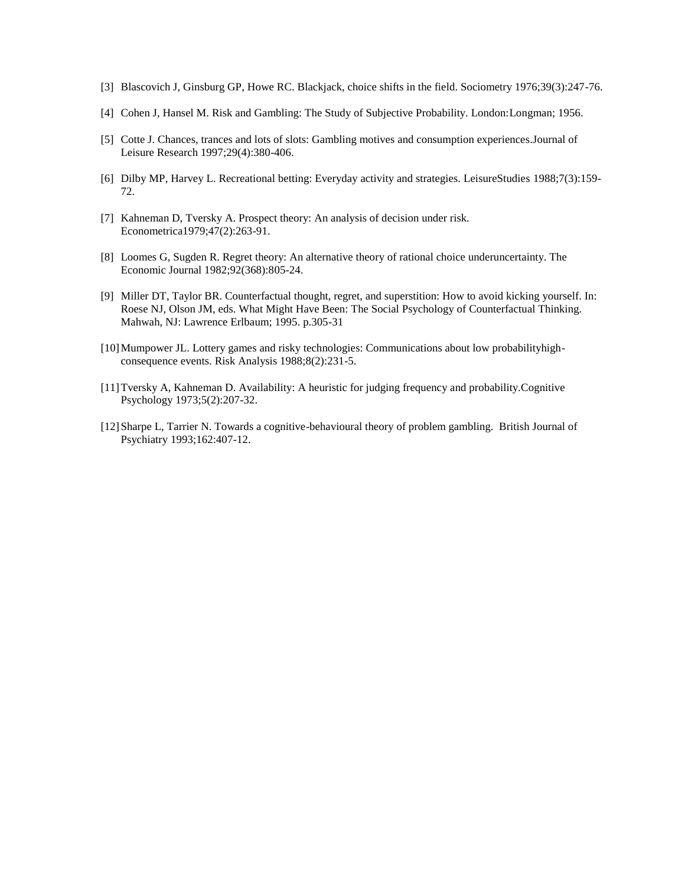[3] Blascovich J, Ginsburg GP, Howe RC. Blackjack, choice shifts in the field. Sociometry 1976;39(3):247-76.

[4] Cohen J, Hansel M. Risk and Gambling: The Study of Subjective Probability. London:Longman; 1956.

[5] Cotte J. Chances, trances and lots of slots: Gambling motives and consumption experiences.Journal of Leisure Research 1997;29(4):380-406.

[6] Dilby MP, Harvey L. Recreational betting: Everyday activity and strategies. LeisureStudies 1988;7(3):159-72.

[7] Kahneman D, Tversky A. Prospect theory: An analysis of decision under risk. Econometrica1979;47(2):263-91.

[8] Loomes G, Sugden R. Regret theory: An alternative theory of rational choice underuncertainty. The Economic Journal 1982;92(368):805-24.

[9] Miller DT, Taylor BR. Counterfactual thought, regret, and superstition: How to avoid kicking yourself. In: Roese NJ, Olson JM, eds. What Might Have Been: The Social Psychology of Counterfactual Thinking. Mahwah, NJ: Lawrence Erlbaum; 1995. p.305-31

[10] Mumpower JL. Lottery games and risky technologies: Communications about low probabilityhigh-consequence events. Risk Analysis 1988;8(2):231-5.

[11] Tversky A, Kahneman D. Availability: A heuristic for judging frequency and probability.Cognitive Psychology 1973;5(2):207-32.

[12] Sharpe L, Tarrier N. Towards a cognitive-behavioural theory of problem gambling. British Journal of Psychiatry 1993;162:407-12.